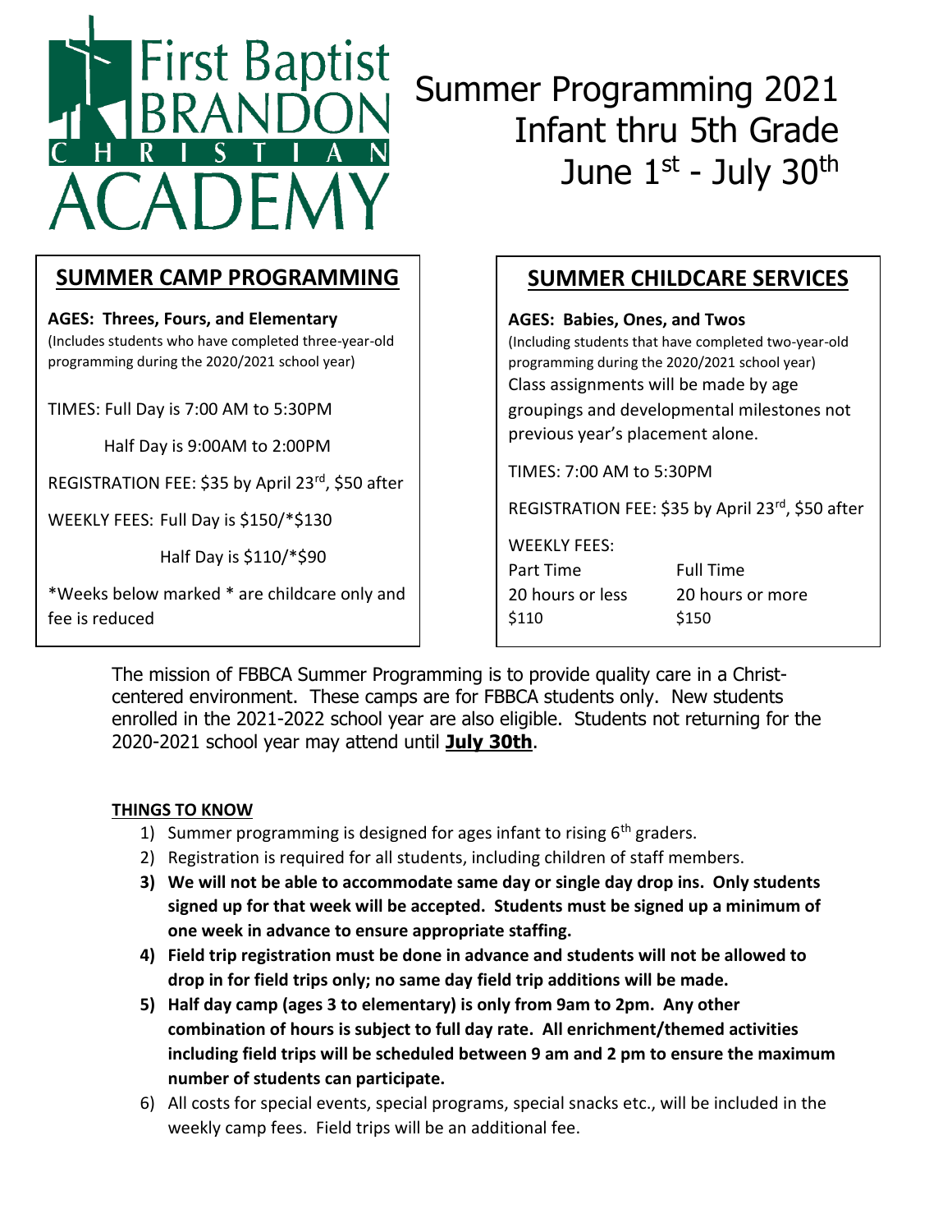# First Baptist BRANDON CHRISTIAN ACADEMY

# Summer Programming 2021
# Infant thru 5th Grade
# June 1st - July 30th

## SUMMER CAMP PROGRAMMING

**AGES: Threes, Fours, and Elementary**
(Includes students who have completed three-year-old programming during the 2020/2021 school year)

TIMES: Full Day is 7:00 AM to 5:30PM

Half Day is 9:00AM to 2:00PM

REGISTRATION FEE: $35 by April 23rd, $50 after

WEEKLY FEES: Full Day is $150/*$130

Half Day is $110/*$90

*Weeks below marked * are childcare only and fee is reduced

## SUMMER CHILDCARE SERVICES

**AGES: Babies, Ones, and Twos**
(Including students that have completed two-year-old programming during the 2020/2021 school year)
Class assignments will be made by age groupings and developmental milestones not previous year's placement alone.

TIMES: 7:00 AM to 5:30PM

REGISTRATION FEE: $35 by April 23rd, $50 after

WEEKLY FEES:

| Part Time | Full Time |
|---|---|
| 20 hours or less | 20 hours or more |
| $110 | $150 |

The mission of FBBCA Summer Programming is to provide quality care in a Christ-centered environment. These camps are for FBBCA students only. New students enrolled in the 2021-2022 school year are also eligible. Students not returning for the 2020-2021 school year may attend until **July 30th**.

**THINGS TO KNOW**

1) Summer programming is designed for ages infant to rising 6th graders.
2) Registration is required for all students, including children of staff members.
3) **We will not be able to accommodate same day or single day drop ins. Only students signed up for that week will be accepted. Students must be signed up a minimum of one week in advance to ensure appropriate staffing.**
4) **Field trip registration must be done in advance and students will not be allowed to drop in for field trips only; no same day field trip additions will be made.**
5) **Half day camp (ages 3 to elementary) is only from 9am to 2pm. Any other combination of hours is subject to full day rate. All enrichment/themed activities including field trips will be scheduled between 9 am and 2 pm to ensure the maximum number of students can participate.**
6) All costs for special events, special programs, special snacks etc., will be included in the weekly camp fees. Field trips will be an additional fee.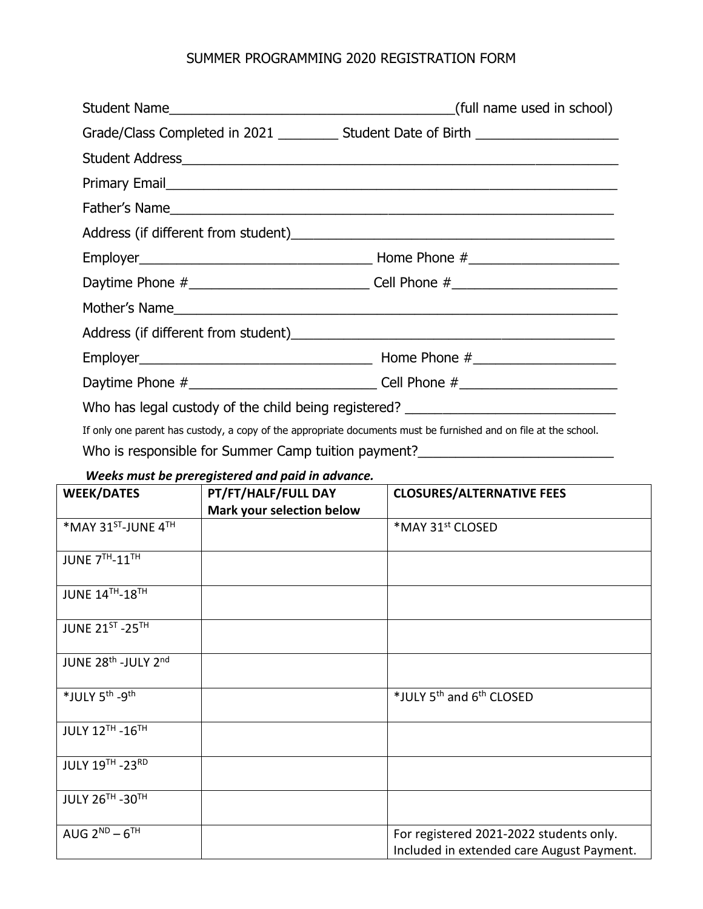# SUMMER PROGRAMMING 2020 REGISTRATION FORM

Student Name_______________________________________(full name used in school)

Grade/Class Completed in 2021 ________ Student Date of Birth ___________________

Student Address____________________________________________________________

Primary Email______________________________________________________________

Father's Name______________________________________________________________

Address (if different from student)__________________________________________

Employer_______________________________ Home Phone #____________________

Daytime Phone #________________________ Cell Phone #______________________

Mother's Name______________________________________________________________

Address (if different from student)__________________________________________

Employer_______________________________ Home Phone #___________________

Daytime Phone #_________________________ Cell Phone #_____________________

Who has legal custody of the child being registered? ____________________________

If only one parent has custody, a copy of the appropriate documents must be furnished and on file at the school.

Who is responsible for Summer Camp tuition payment?__________________________

***Weeks must be preregistered and paid in advance.***

| WEEK/DATES | PT/FT/HALF/FULL DAY Mark your selection below | CLOSURES/ALTERNATIVE FEES |
|---|---|---|
| *MAY 31ST-JUNE 4TH | | *MAY 31st CLOSED |
| JUNE 7TH-11TH | | |
| JUNE 14TH-18TH | | |
| JUNE 21ST -25TH | | |
| JUNE 28th -JULY 2nd | | |
| *JULY 5th -9th | | *JULY 5th and 6th CLOSED |
| JULY 12TH -16TH | | |
| JULY 19TH -23RD | | |
| JULY 26TH -30TH | | |
| AUG 2ND – 6TH | | For registered 2021-2022 students only. Included in extended care August Payment. |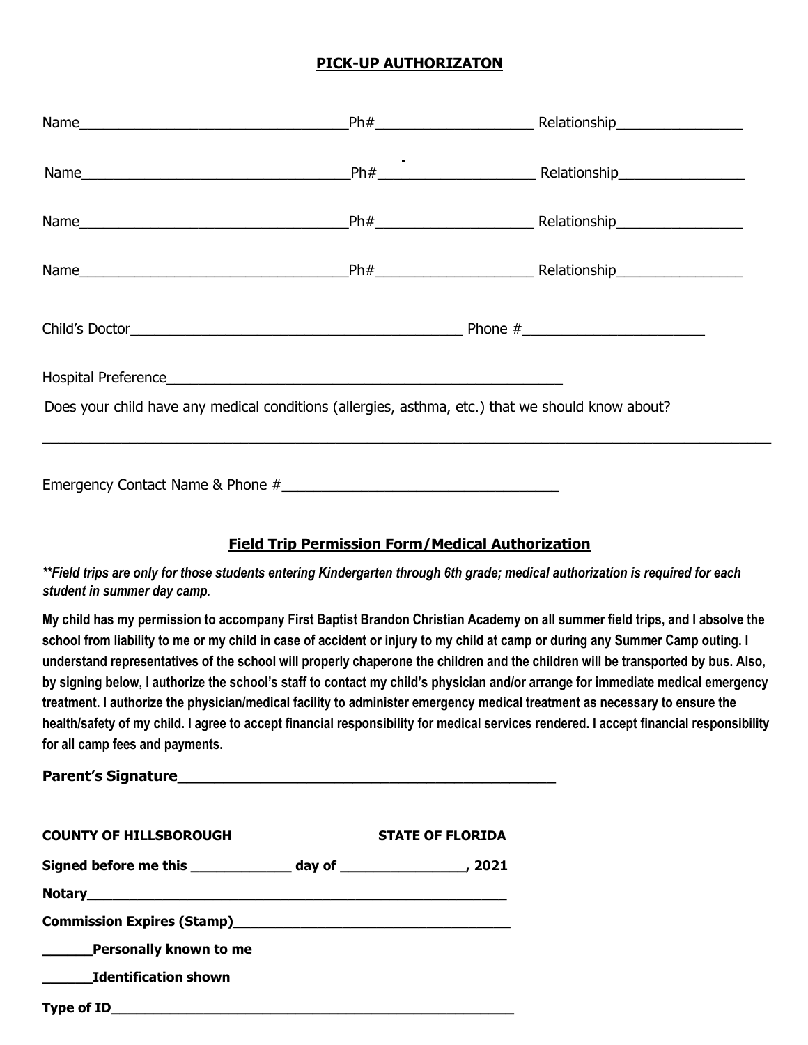## PICK-UP AUTHORIZATON

Name___________________________________Ph#_____________________ Relationship_________________

Name___________________________________Ph#_____________________ Relationship_________________

Name___________________________________Ph#_____________________ Relationship_________________

Name___________________________________Ph#_____________________ Relationship_________________

Child's Doctor___________________________________________ Phone #________________________

Hospital Preference___________________________________________________

Does your child have any medical conditions (allergies, asthma, etc.) that we should know about?

_____________________________________________________________________________________________

Emergency Contact Name & Phone #___________________________________

## Field Trip Permission Form/Medical Authorization

***\*Field trips are only for those students entering Kindergarten through 6th grade; medical authorization is required for each student in summer day camp.***

**My child has my permission to accompany First Baptist Brandon Christian Academy on all summer field trips, and I absolve the school from liability to me or my child in case of accident or injury to my child at camp or during any Summer Camp outing. I understand representatives of the school will properly chaperone the children and the children will be transported by bus. Also, by signing below, I authorize the school's staff to contact my child's physician and/or arrange for immediate medical emergency treatment. I authorize the physician/medical facility to administer emergency medical treatment as necessary to ensure the health/safety of my child. I agree to accept financial responsibility for medical services rendered. I accept financial responsibility for all camp fees and payments.**

**Parent's Signature_____________________________________________**

**COUNTY OF HILLSBOROUGH                    STATE OF FLORIDA**

**Signed before me this _____________ day of ________________, 2021**

**Notary_____________________________________________________**

**Commission Expires (Stamp)__________________________________**

**______Personally known to me**

**______Identification shown**

**Type of ID____________________________________________________**